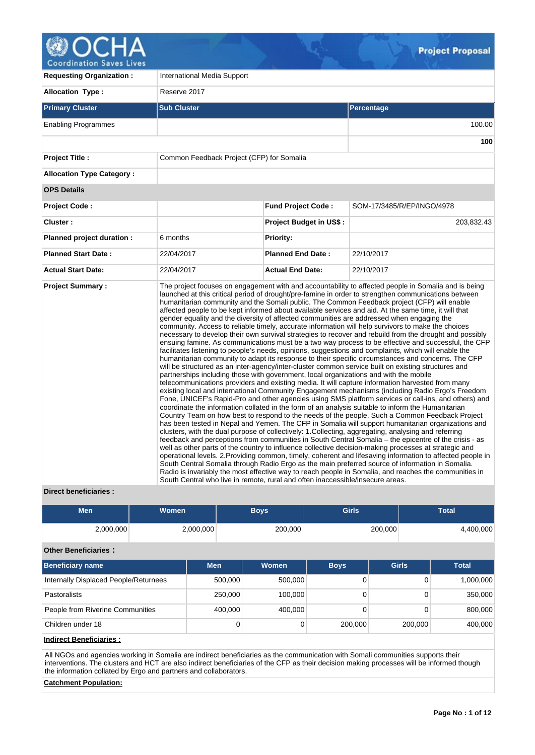# Project Proposal

| | | | |
|---|---|---|---|
| **Requesting Organization :** | International Media Support | | |
| **Allocation Type :** | Reserve 2017 | | |

| **Primary Cluster** | **Sub Cluster** | **Percentage** |
|---|---|---|
| Enabling Programmes | | 100.00 |
| | | **100** |

| | | | |
|---|---|---|---|
| **Project Title :** | Common Feedback Project (CFP) for Somalia | | |
| **Allocation Type Category :** | | | |
| **OPS Details** | | | |
| **Project Code :** | | **Fund Project Code :** | SOM-17/3485/R/EP/INGO/4978 |
| **Cluster :** | | **Project Budget in US$ :** | 203,832.43 |
| **Planned project duration :** | 6 months | **Priority:** | |
| **Planned Start Date :** | 22/04/2017 | **Planned End Date :** | 22/10/2017 |
| **Actual Start Date:** | 22/04/2017 | **Actual End Date:** | 22/10/2017 |

**Project Summary :**

The project focuses on engagement with and accountability to affected people in Somalia and is being launched at this critical period of drought/pre-famine in order to strengthen communications between humanitarian community and the Somali public. The Common Feedback project (CFP) will enable affected people to be kept informed about available services and aid. At the same time, it will that gender equality and the diversity of affected communities are addressed when engaging the community. Access to reliable timely, accurate information will help survivors to make the choices necessary to develop their own survival strategies to recover and rebuild from the drought and possibly ensuing famine. As communications must be a two way process to be effective and successful, the CFP facilitates listening to people's needs, opinions, suggestions and complaints, which will enable the humanitarian community to adapt its response to their specific circumstances and concerns. The CFP will be structured as an inter-agency/inter-cluster common service built on existing structures and partnerships including those with government, local organizations and with the mobile telecommunications providers and existing media. It will capture information harvested from many existing local and international Community Engagement mechanisms (including Radio Ergo's Freedom Fone, UNICEF's Rapid-Pro and other agencies using SMS platform services or call-ins, and others) and coordinate the information collated in the form of an analysis suitable to inform the Humanitarian Country Team on how best to respond to the needs of the people. Such a Common Feedback Project has been tested in Nepal and Yemen. The CFP in Somalia will support humanitarian organizations and clusters, with the dual purpose of collectively: 1.Collecting, aggregating, analysing and referring feedback and perceptions from communities in South Central Somalia – the epicentre of the crisis - as well as other parts of the country to influence collective decision-making processes at strategic and operational levels. 2.Providing common, timely, coherent and lifesaving information to affected people in South Central Somalia through Radio Ergo as the main preferred source of information in Somalia. Radio is invariably the most effective way to reach people in Somalia, and reaches the communities in South Central who live in remote, rural and often inaccessible/insecure areas.

**Direct beneficiaries :**

| Men | Women | Boys | Girls | Total |
|---|---|---|---|---|
| 2,000,000 | 2,000,000 | 200,000 | 200,000 | 4,400,000 |

**Other Beneficiaries :**

| Beneficiary name | Men | Women | Boys | Girls | Total |
|---|---|---|---|---|---|
| Internally Displaced People/Returnees | 500,000 | 500,000 | 0 | 0 | 1,000,000 |
| Pastoralists | 250,000 | 100,000 | 0 | 0 | 350,000 |
| People from Riverine Communities | 400,000 | 400,000 | 0 | 0 | 800,000 |
| Children under 18 | 0 | 0 | 200,000 | 200,000 | 400,000 |

**Indirect Beneficiaries :**

All NGOs and agencies working in Somalia are indirect beneficiaries as the communication with Somali communities supports their interventions. The clusters and HCT are also indirect beneficiaries of the CFP as their decision making processes will be informed though the information collated by Ergo and partners and collaborators.

**Catchment Population:**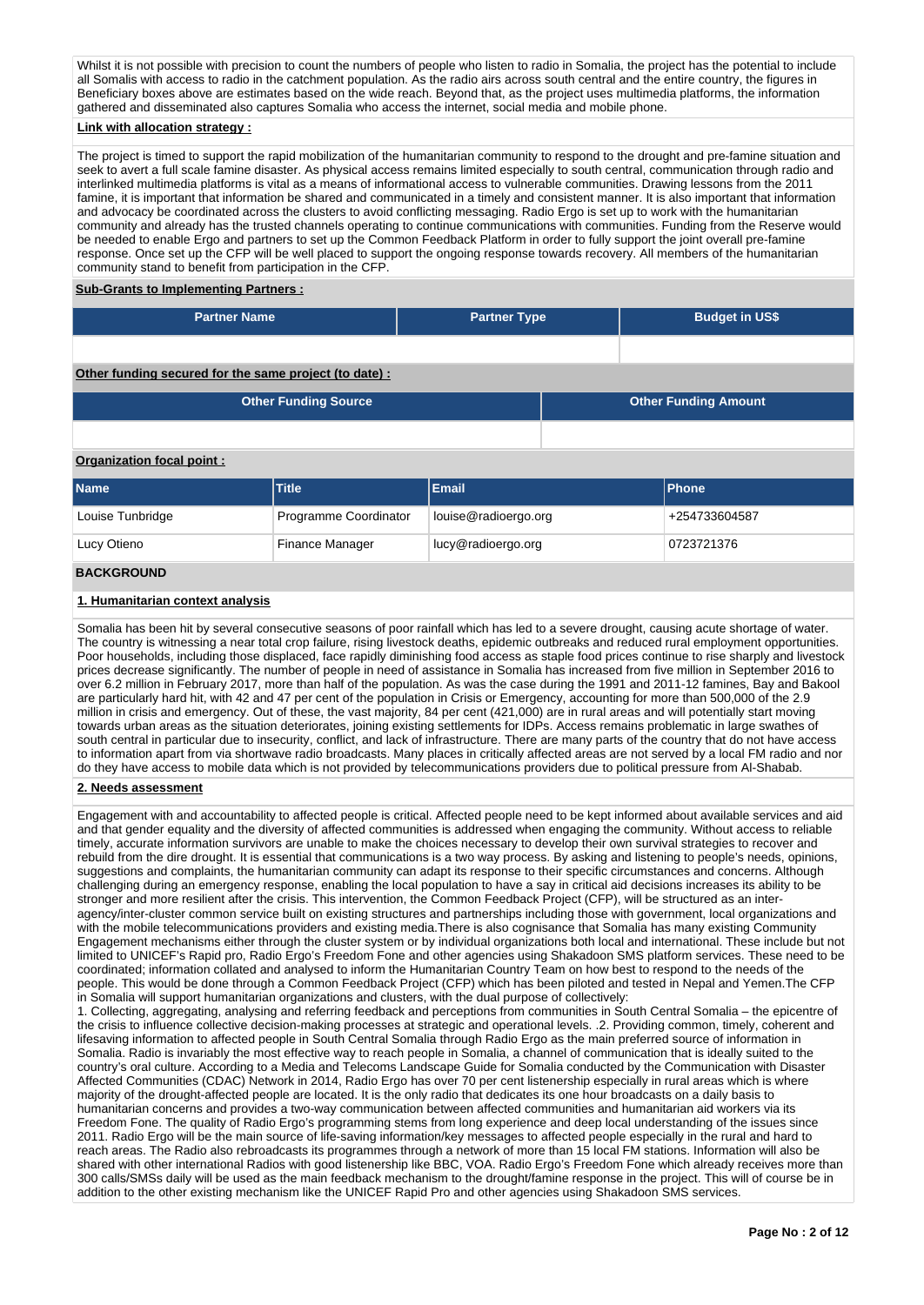Whilst it is not possible with precision to count the numbers of people who listen to radio in Somalia, the project has the potential to include all Somalis with access to radio in the catchment population. As the radio airs across south central and the entire country, the figures in Beneficiary boxes above are estimates based on the wide reach. Beyond that, as the project uses multimedia platforms, the information gathered and disseminated also captures Somalia who access the internet, social media and mobile phone.

**Link with allocation strategy :**

The project is timed to support the rapid mobilization of the humanitarian community to respond to the drought and pre-famine situation and seek to avert a full scale famine disaster. As physical access remains limited especially to south central, communication through radio and interlinked multimedia platforms is vital as a means of informational access to vulnerable communities. Drawing lessons from the 2011 famine, it is important that information be shared and communicated in a timely and consistent manner. It is also important that information and advocacy be coordinated across the clusters to avoid conflicting messaging. Radio Ergo is set up to work with the humanitarian community and already has the trusted channels operating to continue communications with communities. Funding from the Reserve would be needed to enable Ergo and partners to set up the Common Feedback Platform in order to fully support the joint overall pre-famine response. Once set up the CFP will be well placed to support the ongoing response towards recovery. All members of the humanitarian community stand to benefit from participation in the CFP.

**Sub-Grants to Implementing Partners :**

| Partner Name | Partner Type | Budget in US$ |
|---|---|---|
| | | |

**Other funding secured for the same project (to date) :**

| Other Funding Source | Other Funding Amount |
|---|---|
| | |

**Organization focal point :**

| Name | Title | Email | Phone |
|---|---|---|---|
| Louise Tunbridge | Programme Coordinator | louise@radioergo.org | +254733604587 |
| Lucy Otieno | Finance Manager | lucy@radioergo.org | 0723721376 |

## BACKGROUND

### 1. Humanitarian context analysis

Somalia has been hit by several consecutive seasons of poor rainfall which has led to a severe drought, causing acute shortage of water. The country is witnessing a near total crop failure, rising livestock deaths, epidemic outbreaks and reduced rural employment opportunities. Poor households, including those displaced, face rapidly diminishing food access as staple food prices continue to rise sharply and livestock prices decrease significantly. The number of people in need of assistance in Somalia has increased from five million in September 2016 to over 6.2 million in February 2017, more than half of the population. As was the case during the 1991 and 2011-12 famines, Bay and Bakool are particularly hard hit, with 42 and 47 per cent of the population in Crisis or Emergency, accounting for more than 500,000 of the 2.9 million in crisis and emergency. Out of these, the vast majority, 84 per cent (421,000) are in rural areas and will potentially start moving towards urban areas as the situation deteriorates, joining existing settlements for IDPs. Access remains problematic in large swathes of south central in particular due to insecurity, conflict, and lack of infrastructure. There are many parts of the country that do not have access to information apart from via shortwave radio broadcasts. Many places in critically affected areas are not served by a local FM radio and nor do they have access to mobile data which is not provided by telecommunications providers due to political pressure from Al-Shabab.

### 2. Needs assessment

Engagement with and accountability to affected people is critical. Affected people need to be kept informed about available services and aid and that gender equality and the diversity of affected communities is addressed when engaging the community. Without access to reliable timely, accurate information survivors are unable to make the choices necessary to develop their own survival strategies to recover and rebuild from the dire drought. It is essential that communications is a two way process. By asking and listening to people's needs, opinions, suggestions and complaints, the humanitarian community can adapt its response to their specific circumstances and concerns. Although challenging during an emergency response, enabling the local population to have a say in critical aid decisions increases its ability to be stronger and more resilient after the crisis. This intervention, the Common Feedback Project (CFP), will be structured as an inter-agency/inter-cluster common service built on existing structures and partnerships including those with government, local organizations and with the mobile telecommunications providers and existing media.There is also cognisance that Somalia has many existing Community Engagement mechanisms either through the cluster system or by individual organizations both local and international. These include but not limited to UNICEF's Rapid pro, Radio Ergo's Freedom Fone and other agencies using Shakadoon SMS platform services. These need to be coordinated; information collated and analysed to inform the Humanitarian Country Team on how best to respond to the needs of the people. This would be done through a Common Feedback Project (CFP) which has been piloted and tested in Nepal and Yemen.The CFP in Somalia will support humanitarian organizations and clusters, with the dual purpose of collectively:
1. Collecting, aggregating, analysing and referring feedback and perceptions from communities in South Central Somalia – the epicentre of the crisis to influence collective decision-making processes at strategic and operational levels. .2. Providing common, timely, coherent and lifesaving information to affected people in South Central Somalia through Radio Ergo as the main preferred source of information in Somalia. Radio is invariably the most effective way to reach people in Somalia, a channel of communication that is ideally suited to the country's oral culture. According to a Media and Telecoms Landscape Guide for Somalia conducted by the Communication with Disaster Affected Communities (CDAC) Network in 2014, Radio Ergo has over 70 per cent listenership especially in rural areas which is where majority of the drought-affected people are located. It is the only radio that dedicates its one hour broadcasts on a daily basis to humanitarian concerns and provides a two-way communication between affected communities and humanitarian aid workers via its Freedom Fone. The quality of Radio Ergo's programming stems from long experience and deep local understanding of the issues since 2011. Radio Ergo will be the main source of life-saving information/key messages to affected people especially in the rural and hard to reach areas. The Radio also rebroadcasts its programmes through a network of more than 15 local FM stations. Information will also be shared with other international Radios with good listenership like BBC, VOA. Radio Ergo's Freedom Fone which already receives more than 300 calls/SMSs daily will be used as the main feedback mechanism to the drought/famine response in the project. This will of course be in addition to the other existing mechanism like the UNICEF Rapid Pro and other agencies using Shakadoon SMS services.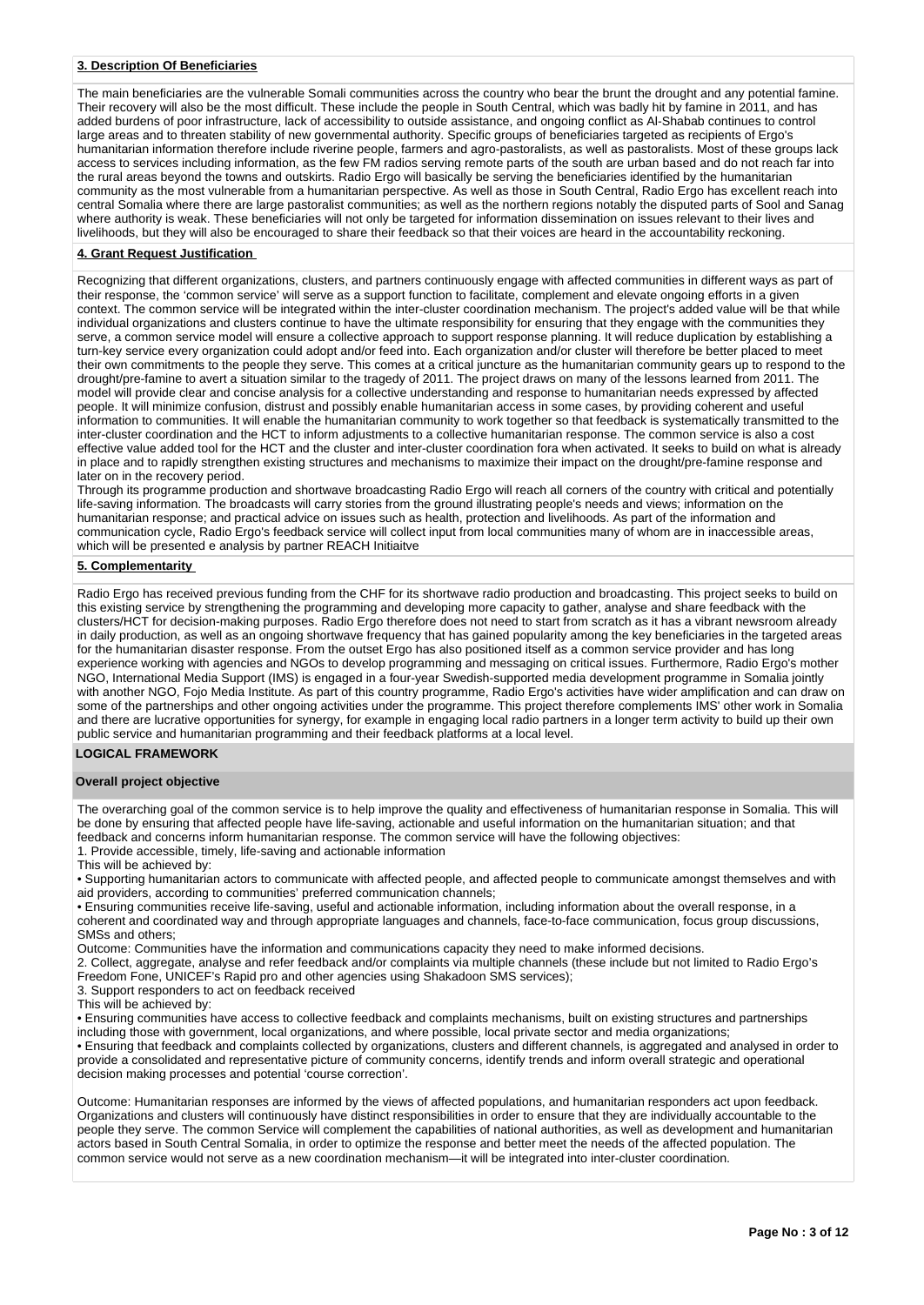### 3. Description Of Beneficiaries

The main beneficiaries are the vulnerable Somali communities across the country who bear the brunt the drought and any potential famine. Their recovery will also be the most difficult. These include the people in South Central, which was badly hit by famine in 2011, and has added burdens of poor infrastructure, lack of accessibility to outside assistance, and ongoing conflict as Al-Shabab continues to control large areas and to threaten stability of new governmental authority. Specific groups of beneficiaries targeted as recipients of Ergo's humanitarian information therefore include riverine people, farmers and agro-pastoralists, as well as pastoralists. Most of these groups lack access to services including information, as the few FM radios serving remote parts of the south are urban based and do not reach far into the rural areas beyond the towns and outskirts. Radio Ergo will basically be serving the beneficiaries identified by the humanitarian community as the most vulnerable from a humanitarian perspective. As well as those in South Central, Radio Ergo has excellent reach into central Somalia where there are large pastoralist communities; as well as the northern regions notably the disputed parts of Sool and Sanag where authority is weak. These beneficiaries will not only be targeted for information dissemination on issues relevant to their lives and livelihoods, but they will also be encouraged to share their feedback so that their voices are heard in the accountability reckoning.

### 4. Grant Request Justification

Recognizing that different organizations, clusters, and partners continuously engage with affected communities in different ways as part of their response, the 'common service' will serve as a support function to facilitate, complement and elevate ongoing efforts in a given context. The common service will be integrated within the inter-cluster coordination mechanism. The project's added value will be that while individual organizations and clusters continue to have the ultimate responsibility for ensuring that they engage with the communities they serve, a common service model will ensure a collective approach to support response planning. It will reduce duplication by establishing a turn-key service every organization could adopt and/or feed into. Each organization and/or cluster will therefore be better placed to meet their own commitments to the people they serve. This comes at a critical juncture as the humanitarian community gears up to respond to the drought/pre-famine to avert a situation similar to the tragedy of 2011. The project draws on many of the lessons learned from 2011. The model will provide clear and concise analysis for a collective understanding and response to humanitarian needs expressed by affected people. It will minimize confusion, distrust and possibly enable humanitarian access in some cases, by providing coherent and useful information to communities. It will enable the humanitarian community to work together so that feedback is systematically transmitted to the inter-cluster coordination and the HCT to inform adjustments to a collective humanitarian response. The common service is also a cost effective value added tool for the HCT and the cluster and inter-cluster coordination fora when activated. It seeks to build on what is already in place and to rapidly strengthen existing structures and mechanisms to maximize their impact on the drought/pre-famine response and later on in the recovery period.

Through its programme production and shortwave broadcasting Radio Ergo will reach all corners of the country with critical and potentially life-saving information. The broadcasts will carry stories from the ground illustrating people's needs and views; information on the humanitarian response; and practical advice on issues such as health, protection and livelihoods. As part of the information and communication cycle, Radio Ergo's feedback service will collect input from local communities many of whom are in inaccessible areas, which will be presented e analysis by partner REACH Initiaitve

### 5. Complementarity

Radio Ergo has received previous funding from the CHF for its shortwave radio production and broadcasting. This project seeks to build on this existing service by strengthening the programming and developing more capacity to gather, analyse and share feedback with the clusters/HCT for decision-making purposes. Radio Ergo therefore does not need to start from scratch as it has a vibrant newsroom already in daily production, as well as an ongoing shortwave frequency that has gained popularity among the key beneficiaries in the targeted areas for the humanitarian disaster response. From the outset Ergo has also positioned itself as a common service provider and has long experience working with agencies and NGOs to develop programming and messaging on critical issues. Furthermore, Radio Ergo's mother NGO, International Media Support (IMS) is engaged in a four-year Swedish-supported media development programme in Somalia jointly with another NGO, Fojo Media Institute. As part of this country programme, Radio Ergo's activities have wider amplification and can draw on some of the partnerships and other ongoing activities under the programme. This project therefore complements IMS' other work in Somalia and there are lucrative opportunities for synergy, for example in engaging local radio partners in a longer term activity to build up their own public service and humanitarian programming and their feedback platforms at a local level.

## LOGICAL FRAMEWORK

### Overall project objective

The overarching goal of the common service is to help improve the quality and effectiveness of humanitarian response in Somalia. This will be done by ensuring that affected people have life-saving, actionable and useful information on the humanitarian situation; and that feedback and concerns inform humanitarian response. The common service will have the following objectives:

1. Provide accessible, timely, life-saving and actionable information

This will be achieved by:

• Supporting humanitarian actors to communicate with affected people, and affected people to communicate amongst themselves and with aid providers, according to communities' preferred communication channels;

• Ensuring communities receive life-saving, useful and actionable information, including information about the overall response, in a coherent and coordinated way and through appropriate languages and channels, face-to-face communication, focus group discussions, SMSs and others;

Outcome: Communities have the information and communications capacity they need to make informed decisions.

2. Collect, aggregate, analyse and refer feedback and/or complaints via multiple channels (these include but not limited to Radio Ergo's Freedom Fone, UNICEF's Rapid pro and other agencies using Shakadoon SMS services);

3. Support responders to act on feedback received

This will be achieved by:

• Ensuring communities have access to collective feedback and complaints mechanisms, built on existing structures and partnerships including those with government, local organizations, and where possible, local private sector and media organizations;

• Ensuring that feedback and complaints collected by organizations, clusters and different channels, is aggregated and analysed in order to provide a consolidated and representative picture of community concerns, identify trends and inform overall strategic and operational decision making processes and potential 'course correction'.

Outcome: Humanitarian responses are informed by the views of affected populations, and humanitarian responders act upon feedback. Organizations and clusters will continuously have distinct responsibilities in order to ensure that they are individually accountable to the people they serve. The common Service will complement the capabilities of national authorities, as well as development and humanitarian actors based in South Central Somalia, in order to optimize the response and better meet the needs of the affected population. The common service would not serve as a new coordination mechanism—it will be integrated into inter-cluster coordination.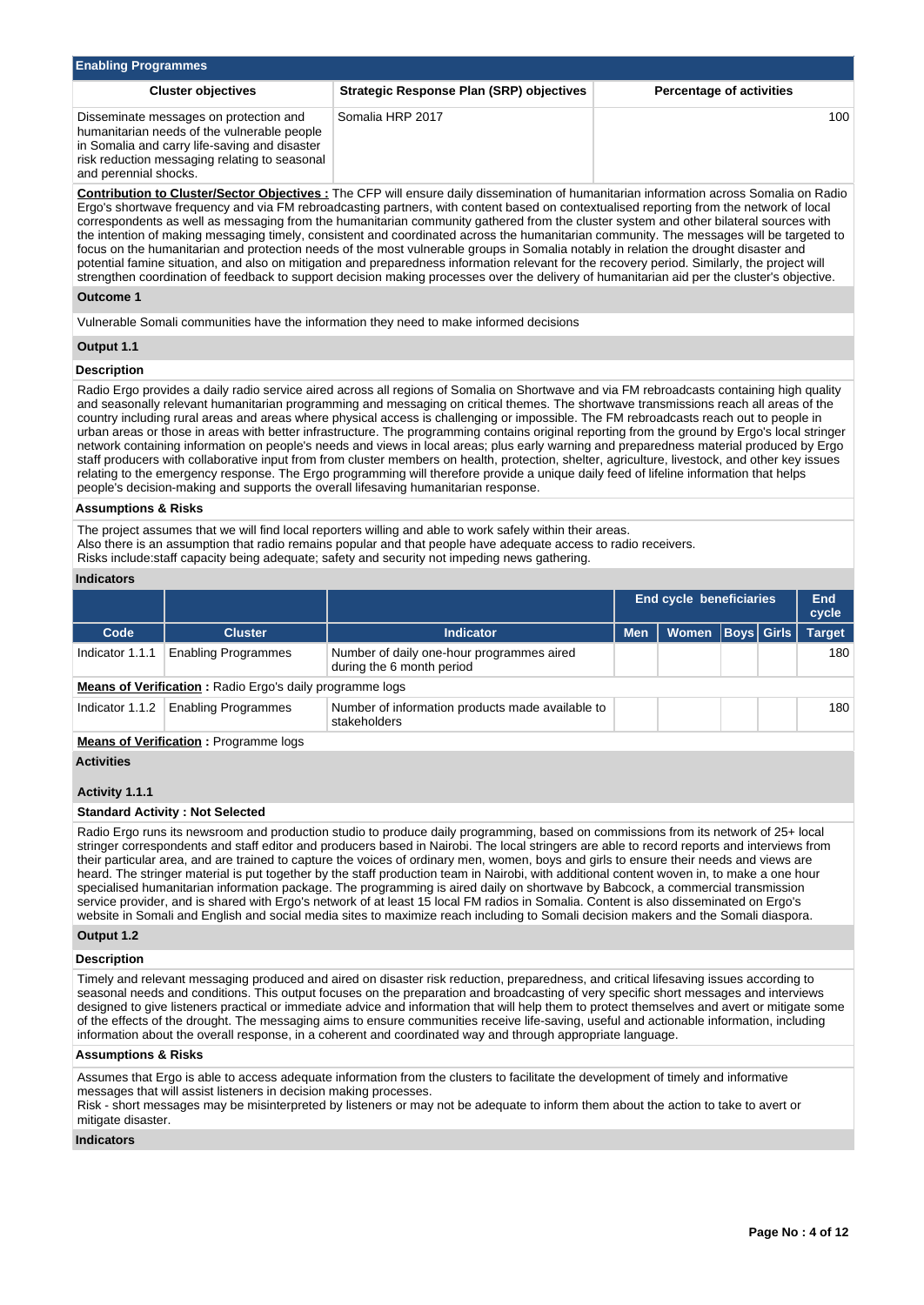## Enabling Programmes

| Cluster objectives | Strategic Response Plan (SRP) objectives | Percentage of activities |
|---|---|---|
| Disseminate messages on protection and humanitarian needs of the vulnerable people in Somalia and carry life-saving and disaster risk reduction messaging relating to seasonal and perennial shocks. | Somalia HRP 2017 | 100 |

**Contribution to Cluster/Sector Objectives :** The CFP will ensure daily dissemination of humanitarian information across Somalia on Radio Ergo's shortwave frequency and via FM rebroadcasting partners, with content based on contextualised reporting from the network of local correspondents as well as messaging from the humanitarian community gathered from the cluster system and other bilateral sources with the intention of making messaging timely, consistent and coordinated across the humanitarian community. The messages will be targeted to focus on the humanitarian and protection needs of the most vulnerable groups in Somalia notably in relation the drought disaster and potential famine situation, and also on mitigation and preparedness information relevant for the recovery period. Similarly, the project will strengthen coordination of feedback to support decision making processes over the delivery of humanitarian aid per the cluster's objective.

### Outcome 1

Vulnerable Somali communities have the information they need to make informed decisions

### Output 1.1

#### Description

Radio Ergo provides a daily radio service aired across all regions of Somalia on Shortwave and via FM rebroadcasts containing high quality and seasonally relevant humanitarian programming and messaging on critical themes. The shortwave transmissions reach all areas of the country including rural areas and areas where physical access is challenging or impossible. The FM rebroadcasts reach out to people in urban areas or those in areas with better infrastructure. The programming contains original reporting from the ground by Ergo's local stringer network containing information on people's needs and views in local areas; plus early warning and preparedness material produced by Ergo staff producers with collaborative input from from cluster members on health, protection, shelter, agriculture, livestock, and other key issues relating to the emergency response. The Ergo programming will therefore provide a unique daily feed of lifeline information that helps people's decision-making and supports the overall lifesaving humanitarian response.

#### Assumptions & Risks

The project assumes that we will find local reporters willing and able to work safely within their areas.
Also there is an assumption that radio remains popular and that people have adequate access to radio receivers.
Risks include:staff capacity being adequate; safety and security not impeding news gathering.

#### Indicators

| | | | End cycle beneficiaries | | | | End cycle |
|---|---|---|---|---|---|---|---|
| Code | Cluster | Indicator | Men | Women | Boys | Girls | Target |
| Indicator 1.1.1 | Enabling Programmes | Number of daily one-hour programmes aired during the 6 month period | | | | | 180 |

**Means of Verification :** Radio Ergo's daily programme logs

| Code | Cluster | Indicator | Men | Women | Boys | Girls | Target |
|---|---|---|---|---|---|---|---|
| Indicator 1.1.2 | Enabling Programmes | Number of information products made available to stakeholders | | | | | 180 |

**Means of Verification :** Programme logs

#### Activities

##### Activity 1.1.1

**Standard Activity : Not Selected**

Radio Ergo runs its newsroom and production studio to produce daily programming, based on commissions from its network of 25+ local stringer correspondents and staff editor and producers based in Nairobi. The local stringers are able to record reports and interviews from their particular area, and are trained to capture the voices of ordinary men, women, boys and girls to ensure their needs and views are heard. The stringer material is put together by the staff production team in Nairobi, with additional content woven in, to make a one hour specialised humanitarian information package. The programming is aired daily on shortwave by Babcock, a commercial transmission service provider, and is shared with Ergo's network of at least 15 local FM radios in Somalia. Content is also disseminated on Ergo's website in Somali and English and social media sites to maximize reach including to Somali decision makers and the Somali diaspora.

### Output 1.2

#### Description

Timely and relevant messaging produced and aired on disaster risk reduction, preparedness, and critical lifesaving issues according to seasonal needs and conditions. This output focuses on the preparation and broadcasting of very specific short messages and interviews designed to give listeners practical or immediate advice and information that will help them to protect themselves and avert or mitigate some of the effects of the drought. The messaging aims to ensure communities receive life-saving, useful and actionable information, including information about the overall response, in a coherent and coordinated way and through appropriate language.

#### Assumptions & Risks

Assumes that Ergo is able to access adequate information from the clusters to facilitate the development of timely and informative messages that will assist listeners in decision making processes.
Risk - short messages may be misinterpreted by listeners or may not be adequate to inform them about the action to take to avert or mitigate disaster.

#### Indicators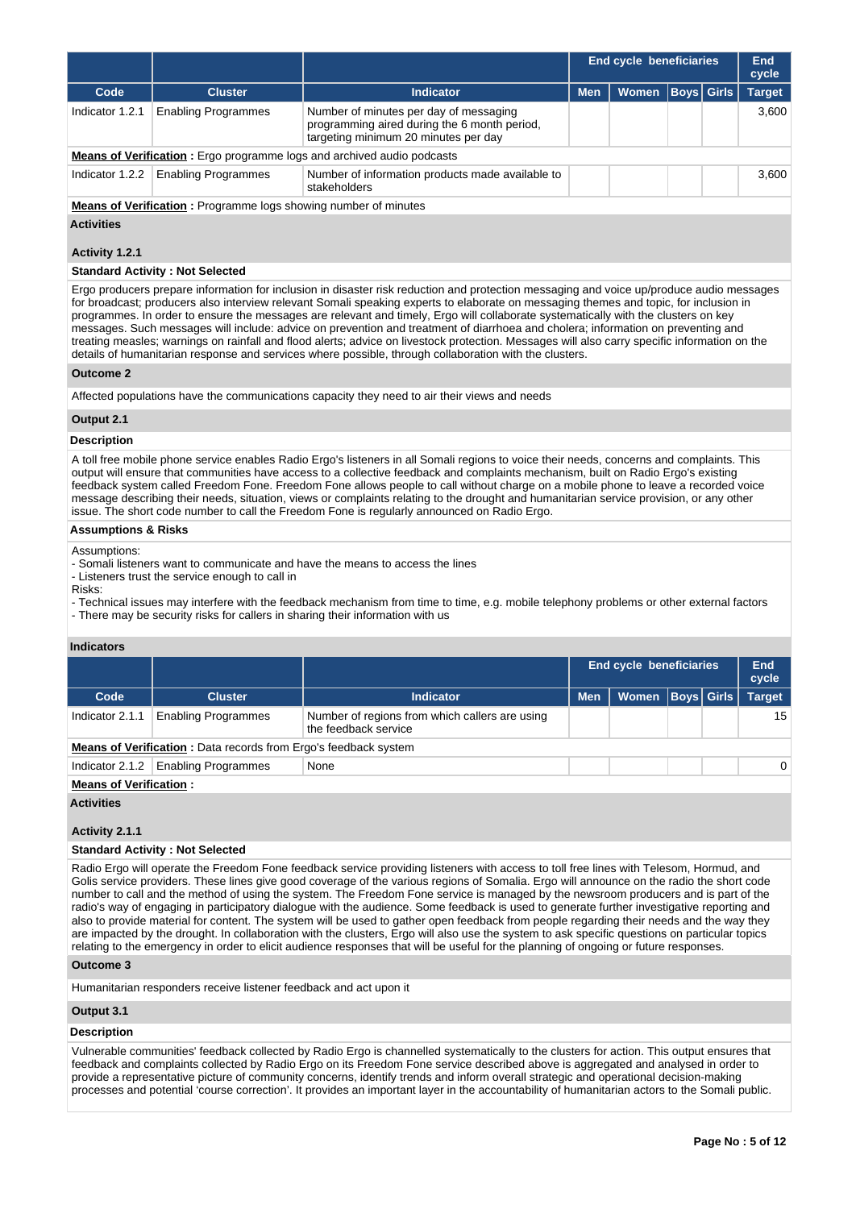| | | | End cycle beneficiaries | | | | End cycle |
|---|---|---|---|---|---|---|---|
| **Code** | **Cluster** | **Indicator** | **Men** | **Women** | **Boys** | **Girls** | **Target** |
| Indicator 1.2.1 | Enabling Programmes | Number of minutes per day of messaging programming aired during the 6 month period, targeting minimum 20 minutes per day | | | | | 3,600 |
| **Means of Verification :** Ergo programme logs and archived audio podcasts | | | | | | | |
| Indicator 1.2.2 | Enabling Programmes | Number of information products made available to stakeholders | | | | | 3,600 |
| **Means of Verification :** Programme logs showing number of minutes | | | | | | | |

**Activities**

**Activity 1.2.1**

**Standard Activity : Not Selected**

Ergo producers prepare information for inclusion in disaster risk reduction and protection messaging and voice up/produce audio messages for broadcast; producers also interview relevant Somali speaking experts to elaborate on messaging themes and topic, for inclusion in programmes. In order to ensure the messages are relevant and timely, Ergo will collaborate systematically with the clusters on key messages. Such messages will include: advice on prevention and treatment of diarrhoea and cholera; information on preventing and treating measles; warnings on rainfall and flood alerts; advice on livestock protection. Messages will also carry specific information on the details of humanitarian response and services where possible, through collaboration with the clusters.

**Outcome 2**

Affected populations have the communications capacity they need to air their views and needs

**Output 2.1**

**Description**

A toll free mobile phone service enables Radio Ergo's listeners in all Somali regions to voice their needs, concerns and complaints. This output will ensure that communities have access to a collective feedback and complaints mechanism, built on Radio Ergo's existing feedback system called Freedom Fone. Freedom Fone allows people to call without charge on a mobile phone to leave a recorded voice message describing their needs, situation, views or complaints relating to the drought and humanitarian service provision, or any other issue. The short code number to call the Freedom Fone is regularly announced on Radio Ergo.

**Assumptions & Risks**

Assumptions:
- Somali listeners want to communicate and have the means to access the lines
- Listeners trust the service enough to call in
Risks:
- Technical issues may interfere with the feedback mechanism from time to time, e.g. mobile telephony problems or other external factors
- There may be security risks for callers in sharing their information with us

**Indicators**

| | | | End cycle beneficiaries | | | | End cycle |
|---|---|---|---|---|---|---|---|
| **Code** | **Cluster** | **Indicator** | **Men** | **Women** | **Boys** | **Girls** | **Target** |
| Indicator 2.1.1 | Enabling Programmes | Number of regions from which callers are using the feedback service | | | | | 15 |
| **Means of Verification :** Data records from Ergo's feedback system | | | | | | | |
| Indicator 2.1.2 | Enabling Programmes | None | | | | | 0 |
| **Means of Verification :** | | | | | | | |

**Activities**

**Activity 2.1.1**

**Standard Activity : Not Selected**

Radio Ergo will operate the Freedom Fone feedback service providing listeners with access to toll free lines with Telesom, Hormud, and Golis service providers. These lines give good coverage of the various regions of Somalia. Ergo will announce on the radio the short code number to call and the method of using the system. The Freedom Fone service is managed by the newsroom producers and is part of the radio's way of engaging in participatory dialogue with the audience. Some feedback is used to generate further investigative reporting and also to provide material for content. The system will be used to gather open feedback from people regarding their needs and the way they are impacted by the drought. In collaboration with the clusters, Ergo will also use the system to ask specific questions on particular topics relating to the emergency in order to elicit audience responses that will be useful for the planning of ongoing or future responses.

**Outcome 3**

Humanitarian responders receive listener feedback and act upon it

**Output 3.1**

**Description**

Vulnerable communities' feedback collected by Radio Ergo is channelled systematically to the clusters for action. This output ensures that feedback and complaints collected by Radio Ergo on its Freedom Fone service described above is aggregated and analysed in order to provide a representative picture of community concerns, identify trends and inform overall strategic and operational decision-making processes and potential 'course correction'. It provides an important layer in the accountability of humanitarian actors to the Somali public.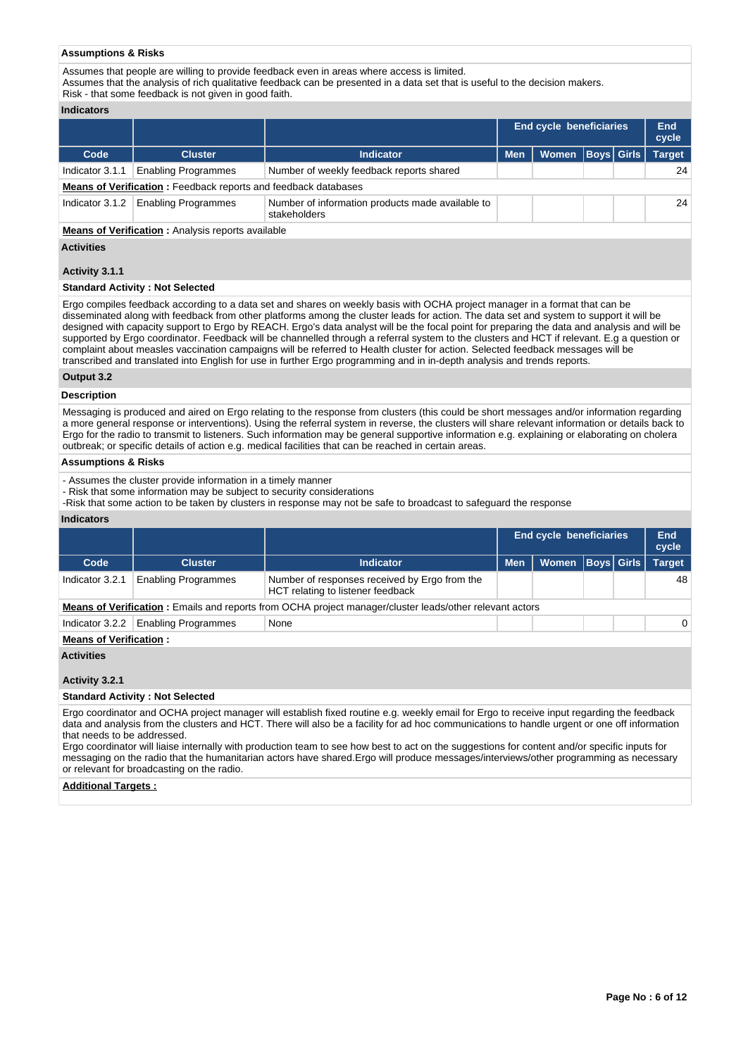**Assumptions & Risks**

Assumes that people are willing to provide feedback even in areas where access is limited.
Assumes that the analysis of rich qualitative feedback can be presented in a data set that is useful to the decision makers.
Risk - that some feedback is not given in good faith.

**Indicators**

| | | | End cycle beneficiaries | | | | End cycle |
|---|---|---|---|---|---|---|---|
| **Code** | **Cluster** | **Indicator** | **Men** | **Women** | **Boys** | **Girls** | **Target** |
| Indicator 3.1.1 | Enabling Programmes | Number of weekly feedback reports shared | | | | | 24 |
| **Means of Verification :** Feedback reports and feedback databases | | | | | | | |
| Indicator 3.1.2 | Enabling Programmes | Number of information products made available to stakeholders | | | | | 24 |
| **Means of Verification :** Analysis reports available | | | | | | | |

**Activities**

**Activity 3.1.1**

**Standard Activity : Not Selected**

Ergo compiles feedback according to a data set and shares on weekly basis with OCHA project manager in a format that can be disseminated along with feedback from other platforms among the cluster leads for action. The data set and system to support it will be designed with capacity support to Ergo by REACH. Ergo's data analyst will be the focal point for preparing the data and analysis and will be supported by Ergo coordinator. Feedback will be channelled through a referral system to the clusters and HCT if relevant. E.g a question or complaint about measles vaccination campaigns will be referred to Health cluster for action. Selected feedback messages will be transcribed and translated into English for use in further Ergo programming and in in-depth analysis and trends reports.

**Output 3.2**

**Description**

Messaging is produced and aired on Ergo relating to the response from clusters (this could be short messages and/or information regarding a more general response or interventions). Using the referral system in reverse, the clusters will share relevant information or details back to Ergo for the radio to transmit to listeners. Such information may be general supportive information e.g. explaining or elaborating on cholera outbreak; or specific details of action e.g. medical facilities that can be reached in certain areas.

**Assumptions & Risks**

- Assumes the cluster provide information in a timely manner
- Risk that some information may be subject to security considerations
-Risk that some action to be taken by clusters in response may not be safe to broadcast to safeguard the response

**Indicators**

| | | | End cycle beneficiaries | | | | End cycle |
|---|---|---|---|---|---|---|---|
| **Code** | **Cluster** | **Indicator** | **Men** | **Women** | **Boys** | **Girls** | **Target** |
| Indicator 3.2.1 | Enabling Programmes | Number of responses received by Ergo from the HCT relating to listener feedback | | | | | 48 |
| **Means of Verification :** Emails and reports from OCHA project manager/cluster leads/other relevant actors | | | | | | | |
| Indicator 3.2.2 | Enabling Programmes | None | | | | | 0 |
| **Means of Verification :** | | | | | | | |

**Activities**

**Activity 3.2.1**

**Standard Activity : Not Selected**

Ergo coordinator and OCHA project manager will establish fixed routine e.g. weekly email for Ergo to receive input regarding the feedback data and analysis from the clusters and HCT. There will also be a facility for ad hoc communications to handle urgent or one off information that needs to be addressed.
Ergo coordinator will liaise internally with production team to see how best to act on the suggestions for content and/or specific inputs for messaging on the radio that the humanitarian actors have shared.Ergo will produce messages/interviews/other programming as necessary or relevant for broadcasting on the radio.

**Additional Targets :**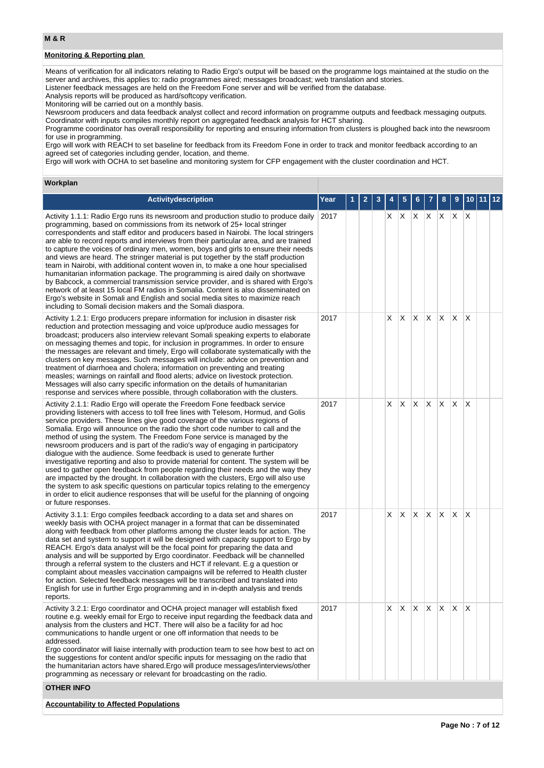## M & R

**Monitoring & Reporting plan**

Means of verification for all indicators relating to Radio Ergo's output will be based on the programme logs maintained at the studio on the server and archives, this applies to: radio programmes aired; messages broadcast; web translation and stories.
Listener feedback messages are held on the Freedom Fone server and will be verified from the database.
Analysis reports will be produced as hard/softcopy verification.
Monitoring will be carried out on a monthly basis.
Newsroom producers and data feedback analyst collect and record information on programme outputs and feedback messaging outputs. Coordinator with inputs compiles monthly report on aggregated feedback analysis for HCT sharing.
Programme coordinator has overall responsibility for reporting and ensuring information from clusters is ploughed back into the newsroom for use in programming.
Ergo will work with REACH to set baseline for feedback from its Freedom Fone in order to track and monitor feedback according to an agreed set of categories including gender, location, and theme.
Ergo will work with OCHA to set baseline and monitoring system for CFP engagement with the cluster coordination and HCT.

### Workplan

| Activitydescription | Year | 1 | 2 | 3 | 4 | 5 | 6 | 7 | 8 | 9 | 10 | 11 | 12 |
|---|---|---|---|---|---|---|---|---|---|---|---|---|---|
| Activity 1.1.1: Radio Ergo runs its newsroom and production studio to produce daily programming, based on commissions from its network of 25+ local stringer correspondents and staff editor and producers based in Nairobi. The local stringers are able to record reports and interviews from their particular area, and are trained to capture the voices of ordinary men, women, boys and girls to ensure their needs and views are heard. The stringer material is put together by the staff production team in Nairobi, with additional content woven in, to make a one hour specialised humanitarian information package. The programming is aired daily on shortwave by Babcock, a commercial transmission service provider, and is shared with Ergo's network of at least 15 local FM radios in Somalia. Content is also disseminated on Ergo's website in Somali and English and social media sites to maximize reach including to Somali decision makers and the Somali diaspora. | 2017 | | | | X | X | X | X | X | X | X | | |
| Activity 1.2.1: Ergo producers prepare information for inclusion in disaster risk reduction and protection messaging and voice up/produce audio messages for broadcast; producers also interview relevant Somali speaking experts to elaborate on messaging themes and topic, for inclusion in programmes. In order to ensure the messages are relevant and timely, Ergo will collaborate systematically with the clusters on key messages. Such messages will include: advice on prevention and treatment of diarrhoea and cholera; information on preventing and treating measles; warnings on rainfall and flood alerts; advice on livestock protection. Messages will also carry specific information on the details of humanitarian response and services where possible, through collaboration with the clusters. | 2017 | | | | X | X | X | X | X | X | X | | |
| Activity 2.1.1: Radio Ergo will operate the Freedom Fone feedback service providing listeners with access to toll free lines with Telesom, Hormud, and Golis service providers. These lines give good coverage of the various regions of Somalia. Ergo will announce on the radio the short code number to call and the method of using the system. The Freedom Fone service is managed by the newsroom producers and is part of the radio's way of engaging in participatory dialogue with the audience. Some feedback is used to generate further investigative reporting and also to provide material for content. The system will be used to gather open feedback from people regarding their needs and the way they are impacted by the drought. In collaboration with the clusters, Ergo will also use the system to ask specific questions on particular topics relating to the emergency in order to elicit audience responses that will be useful for the planning of ongoing or future responses. | 2017 | | | | X | X | X | X | X | X | X | | |
| Activity 3.1.1: Ergo compiles feedback according to a data set and shares on weekly basis with OCHA project manager in a format that can be disseminated along with feedback from other platforms among the cluster leads for action. The data set and system to support it will be designed with capacity support to Ergo by REACH. Ergo's data analyst will be the focal point for preparing the data and analysis and will be supported by Ergo coordinator. Feedback will be channelled through a referral system to the clusters and HCT if relevant. E.g a question or complaint about measles vaccination campaigns will be referred to Health cluster for action. Selected feedback messages will be transcribed and translated into English for use in further Ergo programming and in in-depth analysis and trends reports. | 2017 | | | | X | X | X | X | X | X | X | | |
| Activity 3.2.1: Ergo coordinator and OCHA project manager will establish fixed routine e.g. weekly email for Ergo to receive input regarding the feedback data and analysis from the clusters and HCT. There will also be a facility for ad hoc communications to handle urgent or one off information that needs to be addressed.<br>Ergo coordinator will liaise internally with production team to see how best to act on the suggestions for content and/or specific inputs for messaging on the radio that the humanitarian actors have shared.Ergo will produce messages/interviews/other programming as necessary or relevant for broadcasting on the radio. | 2017 | | | | X | X | X | X | X | X | X | | |

## OTHER INFO

**Accountability to Affected Populations**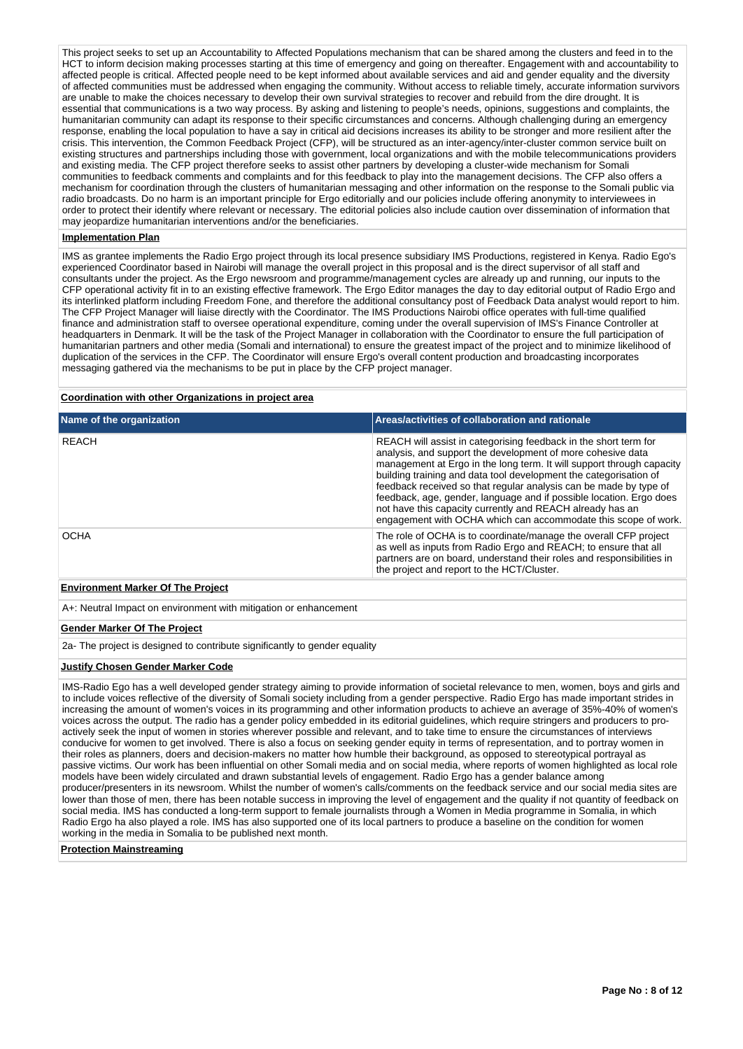This project seeks to set up an Accountability to Affected Populations mechanism that can be shared among the clusters and feed in to the HCT to inform decision making processes starting at this time of emergency and going on thereafter. Engagement with and accountability to affected people is critical. Affected people need to be kept informed about available services and aid and gender equality and the diversity of affected communities must be addressed when engaging the community. Without access to reliable timely, accurate information survivors are unable to make the choices necessary to develop their own survival strategies to recover and rebuild from the dire drought. It is essential that communications is a two way process. By asking and listening to people's needs, opinions, suggestions and complaints, the humanitarian community can adapt its response to their specific circumstances and concerns. Although challenging during an emergency response, enabling the local population to have a say in critical aid decisions increases its ability to be stronger and more resilient after the crisis. This intervention, the Common Feedback Project (CFP), will be structured as an inter-agency/inter-cluster common service built on existing structures and partnerships including those with government, local organizations and with the mobile telecommunications providers and existing media. The CFP project therefore seeks to assist other partners by developing a cluster-wide mechanism for Somali communities to feedback comments and complaints and for this feedback to play into the management decisions. The CFP also offers a mechanism for coordination through the clusters of humanitarian messaging and other information on the response to the Somali public via radio broadcasts. Do no harm is an important principle for Ergo editorially and our policies include offering anonymity to interviewees in order to protect their identify where relevant or necessary. The editorial policies also include caution over dissemination of information that may jeopardize humanitarian interventions and/or the beneficiaries.

**Implementation Plan**

IMS as grantee implements the Radio Ergo project through its local presence subsidiary IMS Productions, registered in Kenya. Radio Ego's experienced Coordinator based in Nairobi will manage the overall project in this proposal and is the direct supervisor of all staff and consultants under the project. As the Ergo newsroom and programme/management cycles are already up and running, our inputs to the CFP operational activity fit in to an existing effective framework. The Ergo Editor manages the day to day editorial output of Radio Ergo and its interlinked platform including Freedom Fone, and therefore the additional consultancy post of Feedback Data analyst would report to him. The CFP Project Manager will liaise directly with the Coordinator. The IMS Productions Nairobi office operates with full-time qualified finance and administration staff to oversee operational expenditure, coming under the overall supervision of IMS's Finance Controller at headquarters in Denmark. It will be the task of the Project Manager in collaboration with the Coordinator to ensure the full participation of humanitarian partners and other media (Somali and international) to ensure the greatest impact of the project and to minimize likelihood of duplication of the services in the CFP. The Coordinator will ensure Ergo's overall content production and broadcasting incorporates messaging gathered via the mechanisms to be put in place by the CFP project manager.

**Coordination with other Organizations in project area**

| Name of the organization | Areas/activities of collaboration and rationale |
|---|---|
| REACH | REACH will assist in categorising feedback in the short term for analysis, and support the development of more cohesive data management at Ergo in the long term. It will support through capacity building training and data tool development the categorisation of feedback received so that regular analysis can be made by type of feedback, age, gender, language and if possible location. Ergo does not have this capacity currently and REACH already has an engagement with OCHA which can accommodate this scope of work. |
| OCHA | The role of OCHA is to coordinate/manage the overall CFP project as well as inputs from Radio Ergo and REACH; to ensure that all partners are on board, understand their roles and responsibilities in the project and report to the HCT/Cluster. |

**Environment Marker Of The Project**

A+: Neutral Impact on environment with mitigation or enhancement

**Gender Marker Of The Project**

2a- The project is designed to contribute significantly to gender equality

**Justify Chosen Gender Marker Code**

IMS-Radio Ego has a well developed gender strategy aiming to provide information of societal relevance to men, women, boys and girls and to include voices reflective of the diversity of Somali society including from a gender perspective. Radio Ergo has made important strides in increasing the amount of women's voices in its programming and other information products to achieve an average of 35%-40% of women's voices across the output. The radio has a gender policy embedded in its editorial guidelines, which require stringers and producers to pro-actively seek the input of women in stories wherever possible and relevant, and to take time to ensure the circumstances of interviews conducive for women to get involved. There is also a focus on seeking gender equity in terms of representation, and to portray women in their roles as planners, doers and decision-makers no matter how humble their background, as opposed to stereotypical portrayal as passive victims. Our work has been influential on other Somali media and on social media, where reports of women highlighted as local role models have been widely circulated and drawn substantial levels of engagement. Radio Ergo has a gender balance among producer/presenters in its newsroom. Whilst the number of women's calls/comments on the feedback service and our social media sites are lower than those of men, there has been notable success in improving the level of engagement and the quality if not quantity of feedback on social media. IMS has conducted a long-term support to female journalists through a Women in Media programme in Somalia, in which Radio Ergo ha also played a role. IMS has also supported one of its local partners to produce a baseline on the condition for women working in the media in Somalia to be published next month.

**Protection Mainstreaming**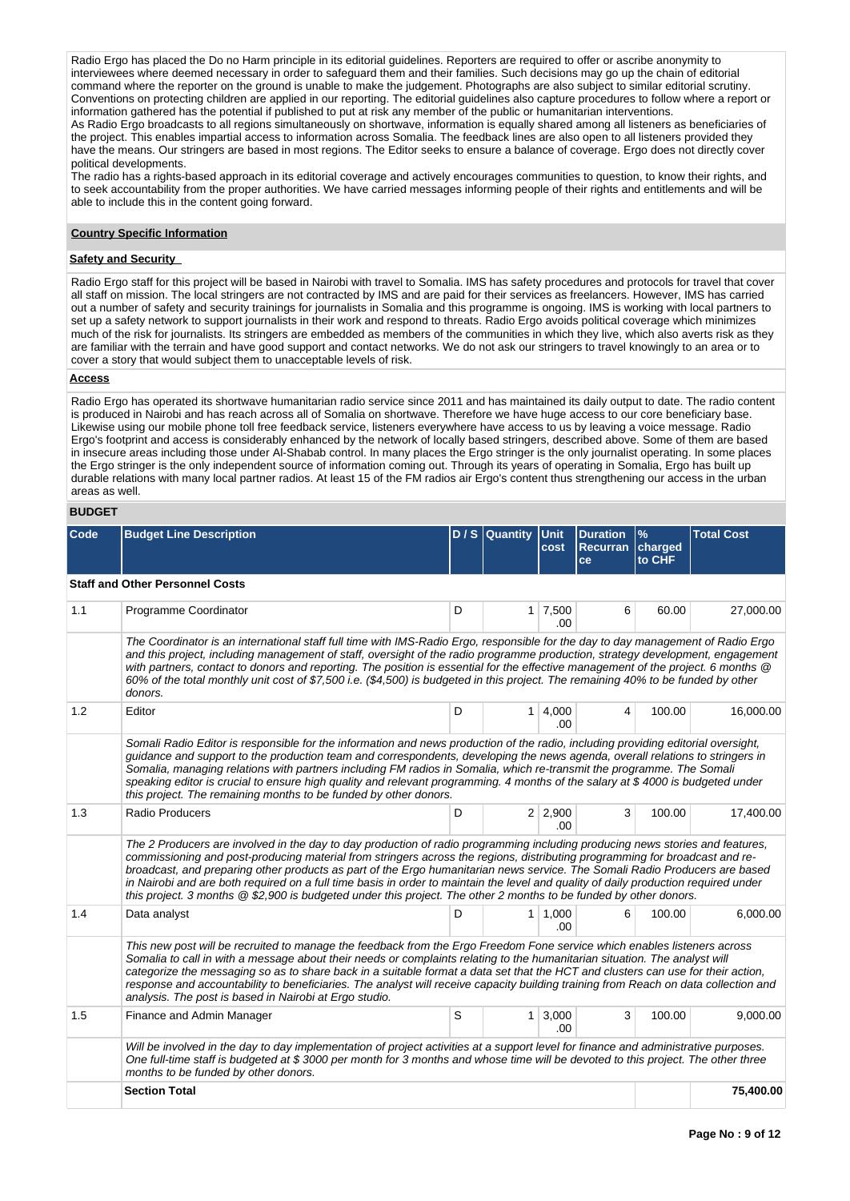Radio Ergo has placed the Do no Harm principle in its editorial guidelines. Reporters are required to offer or ascribe anonymity to interviewees where deemed necessary in order to safeguard them and their families. Such decisions may go up the chain of editorial command where the reporter on the ground is unable to make the judgement. Photographs are also subject to similar editorial scrutiny. Conventions on protecting children are applied in our reporting. The editorial guidelines also capture procedures to follow where a report or information gathered has the potential if published to put at risk any member of the public or humanitarian interventions.
As Radio Ergo broadcasts to all regions simultaneously on shortwave, information is equally shared among all listeners as beneficiaries of the project. This enables impartial access to information across Somalia. The feedback lines are also open to all listeners provided they have the means. Our stringers are based in most regions. The Editor seeks to ensure a balance of coverage. Ergo does not directly cover political developments.
The radio has a rights-based approach in its editorial coverage and actively encourages communities to question, to know their rights, and to seek accountability from the proper authorities. We have carried messages informing people of their rights and entitlements and will be able to include this in the content going forward.

**Country Specific Information**

**Safety and Security**

Radio Ergo staff for this project will be based in Nairobi with travel to Somalia. IMS has safety procedures and protocols for travel that cover all staff on mission. The local stringers are not contracted by IMS and are paid for their services as freelancers. However, IMS has carried out a number of safety and security trainings for journalists in Somalia and this programme is ongoing. IMS is working with local partners to set up a safety network to support journalists in their work and respond to threats. Radio Ergo avoids political coverage which minimizes much of the risk for journalists. Its stringers are embedded as members of the communities in which they live, which also averts risk as they are familiar with the terrain and have good support and contact networks. We do not ask our stringers to travel knowingly to an area or to cover a story that would subject them to unacceptable levels of risk.

**Access**

Radio Ergo has operated its shortwave humanitarian radio service since 2011 and has maintained its daily output to date. The radio content is produced in Nairobi and has reach across all of Somalia on shortwave. Therefore we have huge access to our core beneficiary base. Likewise using our mobile phone toll free feedback service, listeners everywhere have access to us by leaving a voice message. Radio Ergo's footprint and access is considerably enhanced by the network of locally based stringers, described above. Some of them are based in insecure areas including those under Al-Shabab control. In many places the Ergo stringer is the only journalist operating. In some places the Ergo stringer is the only independent source of information coming out. Through its years of operating in Somalia, Ergo has built up durable relations with many local partner radios. At least 15 of the FM radios air Ergo's content thus strengthening our access in the urban areas as well.

**BUDGET**

| Code | Budget Line Description | D / S | Quantity | Unit cost | Duration Recurrance | % charged to CHF | Total Cost |
|---|---|---|---|---|---|---|---|
| **Staff and Other Personnel Costs** | | | | | | | |
| 1.1 | Programme Coordinator | D | 1 | 7,500.00 | 6 | 60.00 | 27,000.00 |
| | *The Coordinator is an international staff full time with IMS-Radio Ergo, responsible for the day to day management of Radio Ergo and this project, including management of staff, oversight of the radio programme production, strategy development, engagement with partners, contact to donors and reporting. The position is essential for the effective management of the project. 6 months @ 60% of the total monthly unit cost of $7,500 i.e. ($4,500) is budgeted in this project. The remaining 40% to be funded by other donors.* | | | | | | |
| 1.2 | Editor | D | 1 | 4,000.00 | 4 | 100.00 | 16,000.00 |
| | *Somali Radio Editor is responsible for the information and news production of the radio, including providing editorial oversight, guidance and support to the production team and correspondents, developing the news agenda, overall relations to stringers in Somalia, managing relations with partners including FM radios in Somalia, which re-transmit the programme. The Somali speaking editor is crucial to ensure high quality and relevant programming. 4 months of the salary at $ 4000 is budgeted under this project. The remaining months to be funded by other donors.* | | | | | | |
| 1.3 | Radio Producers | D | 2 | 2,900.00 | 3 | 100.00 | 17,400.00 |
| | *The 2 Producers are involved in the day to day production of radio programming including producing news stories and features, commissioning and post-producing material from stringers across the regions, distributing programming for broadcast and re-broadcast, and preparing other products as part of the Ergo humanitarian news service. The Somali Radio Producers are based in Nairobi and are both required on a full time basis in order to maintain the level and quality of daily production required under this project. 3 months @ $2,900 is budgeted under this project. The other 2 months to be funded by other donors.* | | | | | | |
| 1.4 | Data analyst | D | 1 | 1,000.00 | 6 | 100.00 | 6,000.00 |
| | *This new post will be recruited to manage the feedback from the Ergo Freedom Fone service which enables listeners across Somalia to call in with a message about their needs or complaints relating to the humanitarian situation. The analyst will categorize the messaging so as to share back in a suitable format a data set that the HCT and clusters can use for their action, response and accountability to beneficiaries. The analyst will receive capacity building training from Reach on data collection and analysis. The post is based in Nairobi at Ergo studio.* | | | | | | |
| 1.5 | Finance and Admin Manager | S | 1 | 3,000.00 | 3 | 100.00 | 9,000.00 |
| | *Will be involved in the day to day implementation of project activities at a support level for finance and administrative purposes. One full-time staff is budgeted at $ 3000 per month for 3 months and whose time will be devoted to this project. The other three months to be funded by other donors.* | | | | | | |
| | **Section Total** | | | | | | **75,400.00** |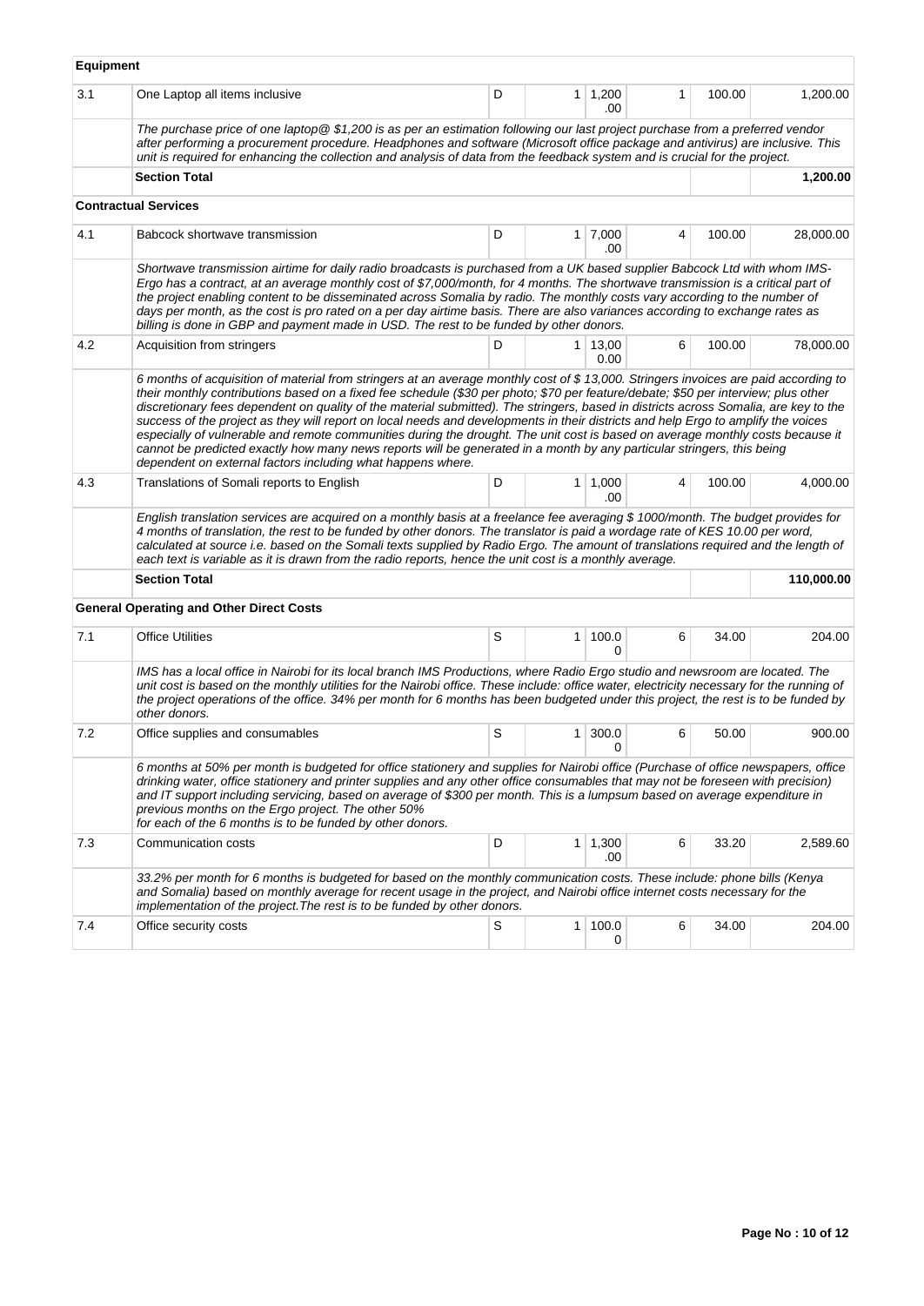| Equipment | | | | | | | |
|---|---|---|---|---|---|---|---|
| 3.1 | One Laptop all items inclusive | D | 1 | 1,200.00 | 1 | 100.00 | 1,200.00 |
| | *The purchase price of one laptop@ $1,200 is as per an estimation following our last project purchase from a preferred vendor after performing a procurement procedure. Headphones and software (Microsoft office package and antivirus) are inclusive. This unit is required for enhancing the collection and analysis of data from the feedback system and is crucial for the project.* | | | | | | |
| | **Section Total** | | | | | | **1,200.00** |
| **Contractual Services** | | | | | | | |
| 4.1 | Babcock shortwave transmission | D | 1 | 7,000.00 | 4 | 100.00 | 28,000.00 |
| | *Shortwave transmission airtime for daily radio broadcasts is purchased from a UK based supplier Babcock Ltd with whom IMS-Ergo has a contract, at an average monthly cost of $7,000/month, for 4 months. The shortwave transmission is a critical part of the project enabling content to be disseminated across Somalia by radio. The monthly costs vary according to the number of days per month, as the cost is pro rated on a per day airtime basis. There are also variances according to exchange rates as billing is done in GBP and payment made in USD. The rest to be funded by other donors.* | | | | | | |
| 4.2 | Acquisition from stringers | D | 1 | 13,000.00 | 6 | 100.00 | 78,000.00 |
| | *6 months of acquisition of material from stringers at an average monthly cost of $ 13,000. Stringers invoices are paid according to their monthly contributions based on a fixed fee schedule ($30 per photo; $70 per feature/debate; $50 per interview; plus other discretionary fees dependent on quality of the material submitted). The stringers, based in districts across Somalia, are key to the success of the project as they will report on local needs and developments in their districts and help Ergo to amplify the voices especially of vulnerable and remote communities during the drought. The unit cost is based on average monthly costs because it cannot be predicted exactly how many news reports will be generated in a month by any particular stringers, this being dependent on external factors including what happens where.* | | | | | | |
| 4.3 | Translations of Somali reports to English | D | 1 | 1,000.00 | 4 | 100.00 | 4,000.00 |
| | *English translation services are acquired on a monthly basis at a freelance fee averaging $ 1000/month. The budget provides for 4 months of translation, the rest to be funded by other donors. The translator is paid a wordage rate of KES 10.00 per word, calculated at source i.e. based on the Somali texts supplied by Radio Ergo. The amount of translations required and the length of each text is variable as it is drawn from the radio reports, hence the unit cost is a monthly average.* | | | | | | |
| | **Section Total** | | | | | | **110,000.00** |
| **General Operating and Other Direct Costs** | | | | | | | |
| 7.1 | Office Utilities | S | 1 | 100.00 | 6 | 34.00 | 204.00 |
| | *IMS has a local office in Nairobi for its local branch IMS Productions, where Radio Ergo studio and newsroom are located. The unit cost is based on the monthly utilities for the Nairobi office. These include: office water, electricity necessary for the running of the project operations of the office. 34% per month for 6 months has been budgeted under this project, the rest is to be funded by other donors.* | | | | | | |
| 7.2 | Office supplies and consumables | S | 1 | 300.00 | 6 | 50.00 | 900.00 |
| | *6 months at 50% per month is budgeted for office stationery and supplies for Nairobi office (Purchase of office newspapers, office drinking water, office stationery and printer supplies and any other office consumables that may not be foreseen with precision) and IT support including servicing, based on average of $300 per month. This is a lumpsum based on average expenditure in previous months on the Ergo project. The other 50% for each of the 6 months is to be funded by other donors.* | | | | | | |
| 7.3 | Communication costs | D | 1 | 1,300.00 | 6 | 33.20 | 2,589.60 |
| | *33.2% per month for 6 months is budgeted for based on the monthly communication costs. These include: phone bills (Kenya and Somalia) based on monthly average for recent usage in the project, and Nairobi office internet costs necessary for the implementation of the project.The rest is to be funded by other donors.* | | | | | | |
| 7.4 | Office security costs | S | 1 | 100.00 | 6 | 34.00 | 204.00 |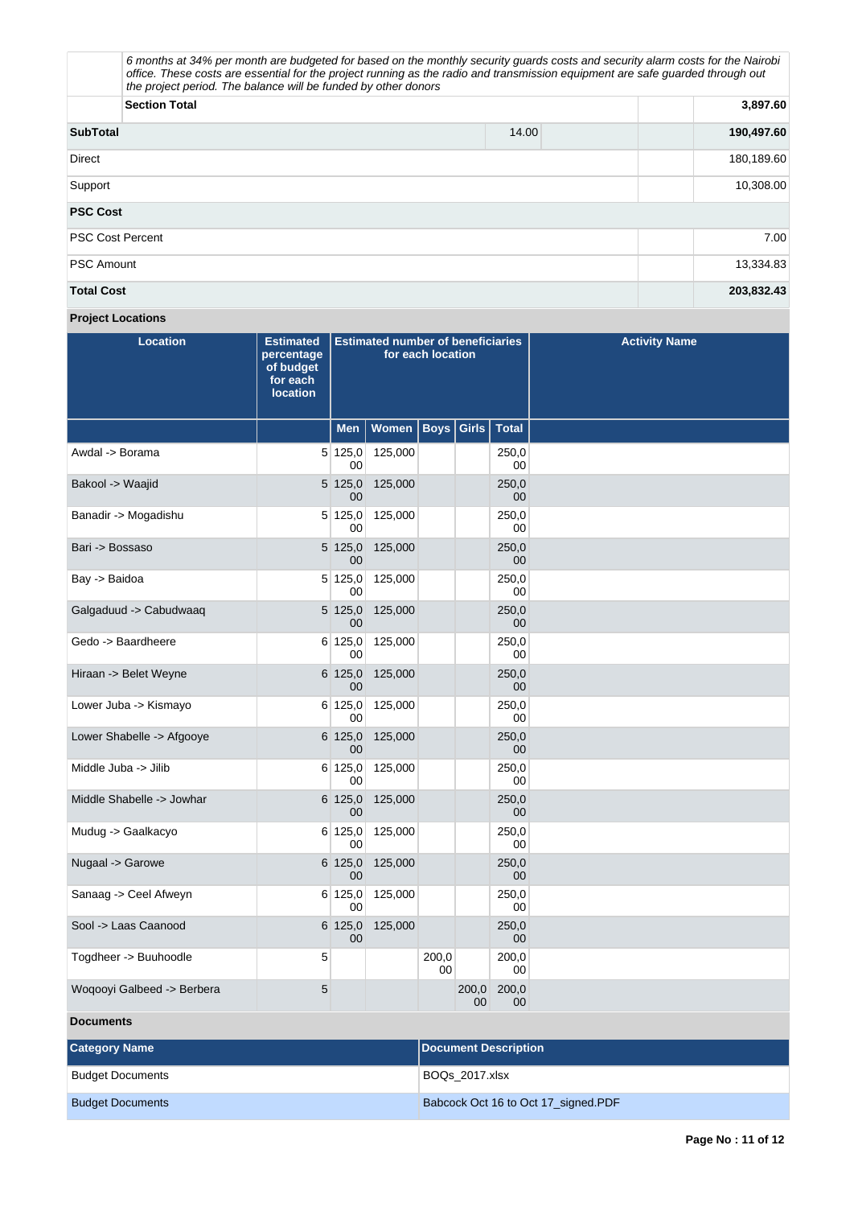| | | | | |
|---|---|---|---|---|
| | *6 months at 34% per month are budgeted for based on the monthly security guards costs and security alarm costs for the Nairobi office. These costs are essential for the project running as the radio and transmission equipment are safe guarded through out the project period. The balance will be funded by other donors* | | | |
| | **Section Total** | | | **3,897.60** |
| **SubTotal** | | 14.00 | | **190,497.60** |
| Direct | | | | 180,189.60 |
| Support | | | | 10,308.00 |
| **PSC Cost** | | | | |
| PSC Cost Percent | | | | 7.00 |
| PSC Amount | | | | 13,334.83 |
| **Total Cost** | | | | **203,832.43** |

**Project Locations**

| Location | Estimated percentage of budget for each location | Estimated number of beneficiaries for each location | | | | | Activity Name |
|---|---|---|---|---|---|---|---|
| | | Men | Women | Boys | Girls | Total | |
| Awdal -> Borama | 5 | 125,000 | 125,000 | | | 250,000 | |
| Bakool -> Waajid | 5 | 125,000 | 125,000 | | | 250,000 | |
| Banadir -> Mogadishu | 5 | 125,000 | 125,000 | | | 250,000 | |
| Bari -> Bossaso | 5 | 125,000 | 125,000 | | | 250,000 | |
| Bay -> Baidoa | 5 | 125,000 | 125,000 | | | 250,000 | |
| Galgaduud -> Cabudwaaq | 5 | 125,000 | 125,000 | | | 250,000 | |
| Gedo -> Baardheere | 6 | 125,000 | 125,000 | | | 250,000 | |
| Hiraan -> Belet Weyne | 6 | 125,000 | 125,000 | | | 250,000 | |
| Lower Juba -> Kismayo | 6 | 125,000 | 125,000 | | | 250,000 | |
| Lower Shabelle -> Afgooye | 6 | 125,000 | 125,000 | | | 250,000 | |
| Middle Juba -> Jilib | 6 | 125,000 | 125,000 | | | 250,000 | |
| Middle Shabelle -> Jowhar | 6 | 125,000 | 125,000 | | | 250,000 | |
| Mudug -> Gaalkacyo | 6 | 125,000 | 125,000 | | | 250,000 | |
| Nugaal -> Garowe | 6 | 125,000 | 125,000 | | | 250,000 | |
| Sanaag -> Ceel Afweyn | 6 | 125,000 | 125,000 | | | 250,000 | |
| Sool -> Laas Caanood | 6 | 125,000 | 125,000 | | | 250,000 | |
| Togdheer -> Buuhoodle | 5 | | | 200,000 | | 200,000 | |
| Woqooyi Galbeed -> Berbera | 5 | | | | 200,000 | 200,000 | |

**Documents**

| Category Name | Document Description |
|---|---|
| Budget Documents | BOQs_2017.xlsx |
| Budget Documents | Babcock Oct 16 to Oct 17_signed.PDF |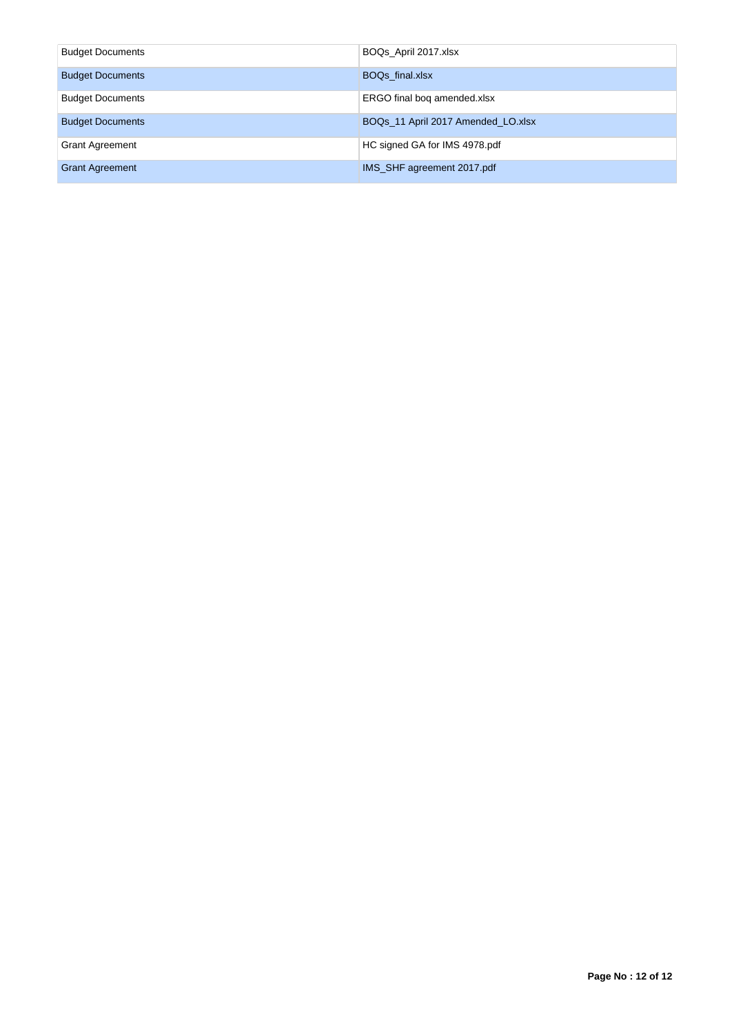| | |
|---|---|
| Budget Documents | BOQs_April 2017.xlsx |
| Budget Documents | BOQs_final.xlsx |
| Budget Documents | ERGO final boq amended.xlsx |
| Budget Documents | BOQs_11 April 2017 Amended_LO.xlsx |
| Grant Agreement | HC signed GA for IMS 4978.pdf |
| Grant Agreement | IMS_SHF agreement 2017.pdf |